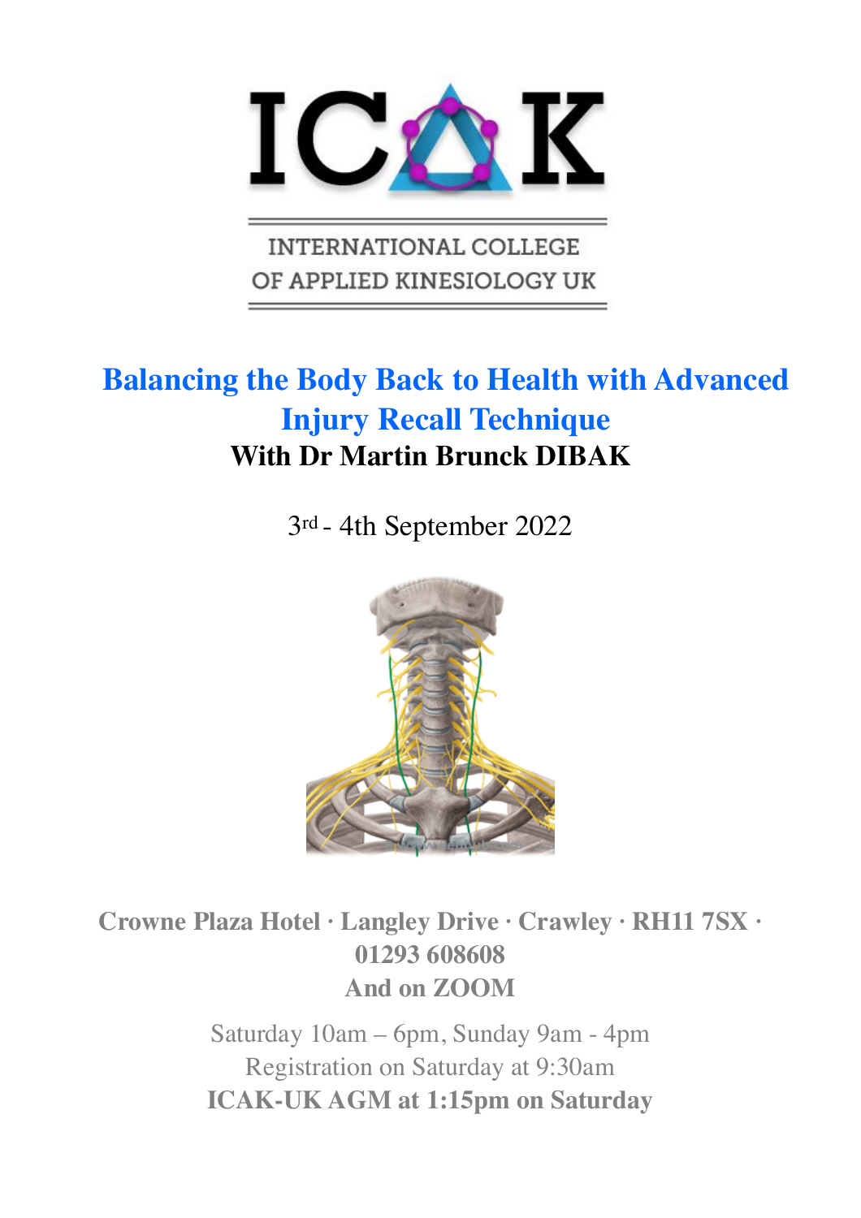# ICAK

INTERNATIONAL COLLEGE OF APPLIED KINESIOLOGY UK

## Balancing the Body Back to Health with Advanced Injury Recall Technique

**With Dr Martin Brunck DIBAK**

3rd - 4th September 2022

**Crowne Plaza Hotel · Langley Drive · Crawley · RH11 7SX · 01293 608608**

**And on ZOOM**

Saturday 10am – 6pm, Sunday 9am - 4pm

Registration on Saturday at 9:30am

**ICAK-UK AGM at 1:15pm on Saturday**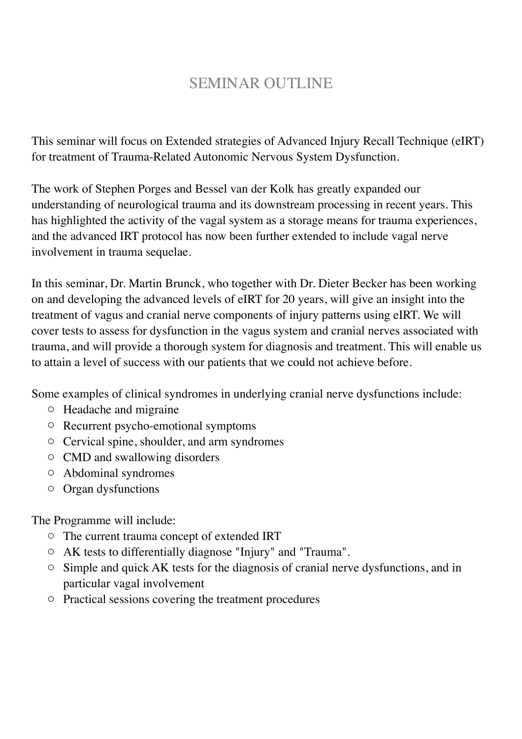# SEMINAR OUTLINE

This seminar will focus on Extended strategies of Advanced Injury Recall Technique (eIRT) for treatment of Trauma-Related Autonomic Nervous System Dysfunction.

The work of Stephen Porges and Bessel van der Kolk has greatly expanded our understanding of neurological trauma and its downstream processing in recent years. This has highlighted the activity of the vagal system as a storage means for trauma experiences, and the advanced IRT protocol has now been further extended to include vagal nerve involvement in trauma sequelae.

In this seminar, Dr. Martin Brunck, who together with Dr. Dieter Becker has been working on and developing the advanced levels of eIRT for 20 years, will give an insight into the treatment of vagus and cranial nerve components of injury patterns using eIRT. We will cover tests to assess for dysfunction in the vagus system and cranial nerves associated with trauma, and will provide a thorough system for diagnosis and treatment. This will enable us to attain a level of success with our patients that we could not achieve before.

Some examples of clinical syndromes in underlying cranial nerve dysfunctions include:

- Headache and migraine
- Recurrent psycho-emotional symptoms
- Cervical spine, shoulder, and arm syndromes
- CMD and swallowing disorders
- Abdominal syndromes
- Organ dysfunctions

The Programme will include:

- The current trauma concept of extended IRT
- AK tests to differentially diagnose "Injury" and "Trauma".
- Simple and quick AK tests for the diagnosis of cranial nerve dysfunctions, and in particular vagal involvement
- Practical sessions covering the treatment procedures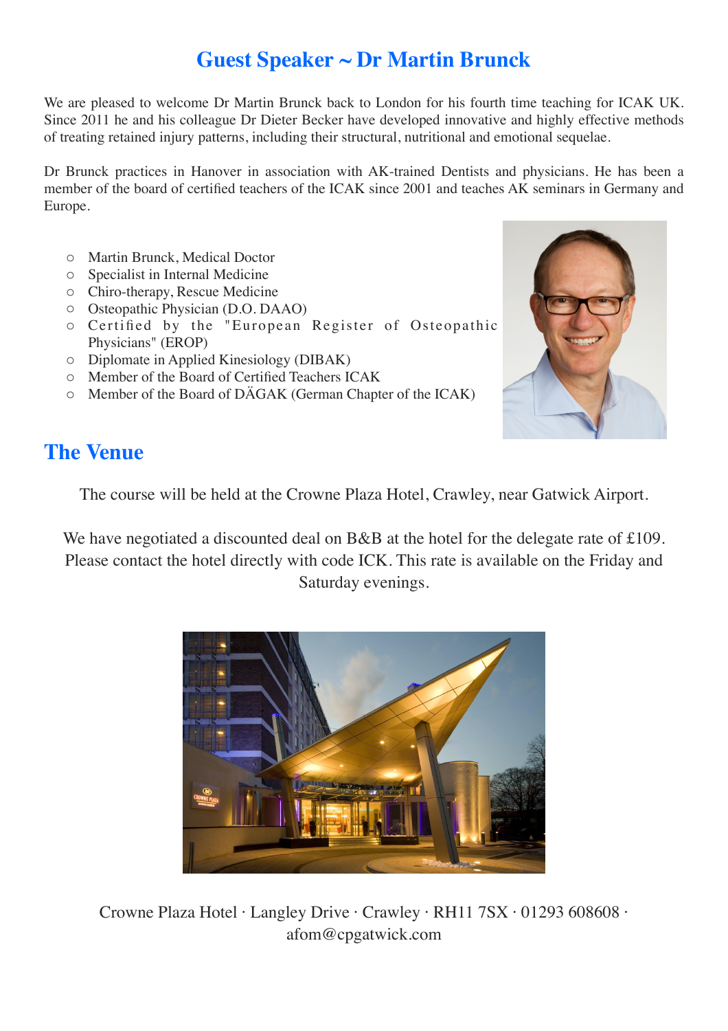## Guest Speaker ~ Dr Martin Brunck

We are pleased to welcome Dr Martin Brunck back to London for his fourth time teaching for ICAK UK. Since 2011 he and his colleague Dr Dieter Becker have developed innovative and highly effective methods of treating retained injury patterns, including their structural, nutritional and emotional sequelae.

Dr Brunck practices in Hanover in association with AK-trained Dentists and physicians. He has been a member of the board of certified teachers of the ICAK since 2001 and teaches AK seminars in Germany and Europe.

- Martin Brunck, Medical Doctor
- Specialist in Internal Medicine
- Chiro-therapy, Rescue Medicine
- Osteopathic Physician (D.O. DAAO)
- Certified by the "European Register of Osteopathic Physicians" (EROP)
- Diplomate in Applied Kinesiology (DIBAK)
- Member of the Board of Certified Teachers ICAK
- Member of the Board of DÄGAK (German Chapter of the ICAK)

## The Venue

The course will be held at the Crowne Plaza Hotel, Crawley, near Gatwick Airport.

We have negotiated a discounted deal on B&B at the hotel for the delegate rate of £109. Please contact the hotel directly with code ICK. This rate is available on the Friday and Saturday evenings.

Crowne Plaza Hotel · Langley Drive · Crawley · RH11 7SX · 01293 608608 · afom@cpgatwick.com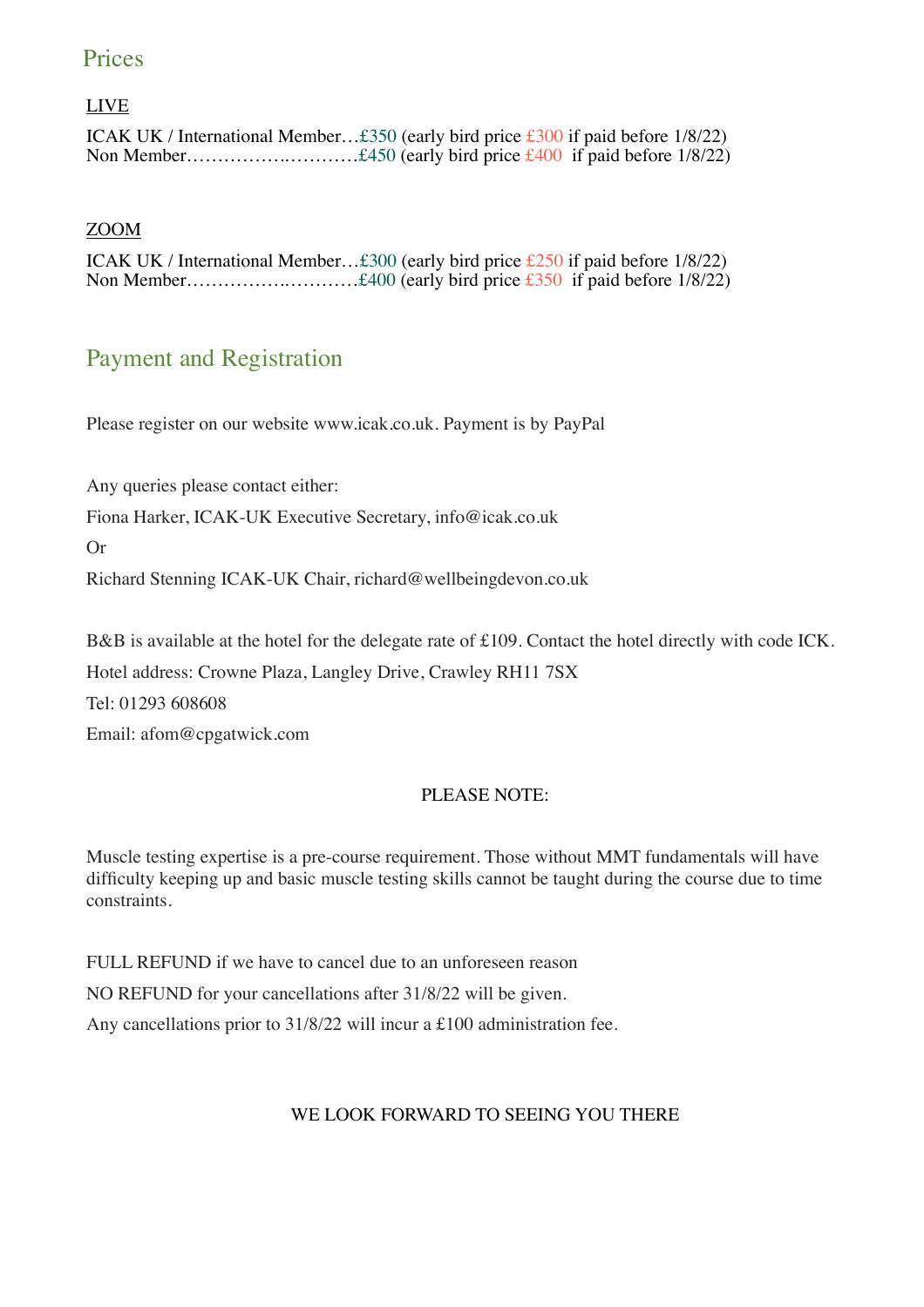## Prices

LIVE

ICAK UK / International Member…£350 (early bird price £300 if paid before 1/8/22)
Non Member……………..………£450 (early bird price £400 if paid before 1/8/22)

ZOOM

ICAK UK / International Member…£300 (early bird price £250 if paid before 1/8/22)
Non Member……………..………£400 (early bird price £350 if paid before 1/8/22)

## Payment and Registration

Please register on our website www.icak.co.uk. Payment is by PayPal

Any queries please contact either:

Fiona Harker, ICAK-UK Executive Secretary, info@icak.co.uk

Or

Richard Stenning ICAK-UK Chair, richard@wellbeingdevon.co.uk

B&B is available at the hotel for the delegate rate of £109. Contact the hotel directly with code ICK.

Hotel address: Crowne Plaza, Langley Drive, Crawley RH11 7SX

Tel: 01293 608608

Email: afom@cpgatwick.com

PLEASE NOTE:

Muscle testing expertise is a pre-course requirement. Those without MMT fundamentals will have difficulty keeping up and basic muscle testing skills cannot be taught during the course due to time constraints.

FULL REFUND if we have to cancel due to an unforeseen reason

NO REFUND for your cancellations after 31/8/22 will be given.

Any cancellations prior to 31/8/22 will incur a £100 administration fee.

WE LOOK FORWARD TO SEEING YOU THERE